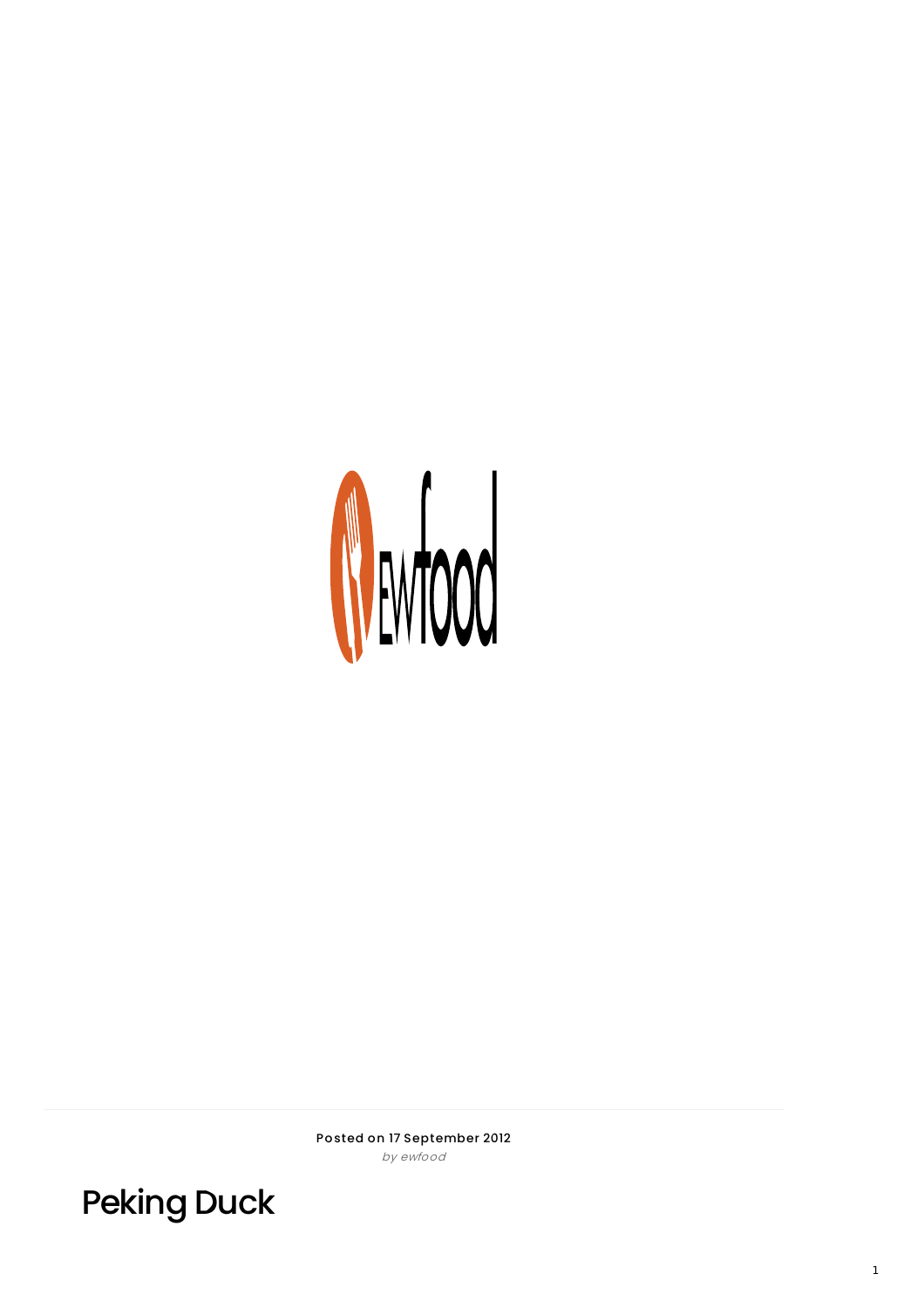Posted on 17 September 2012

*by ewfood*

# Peking Duck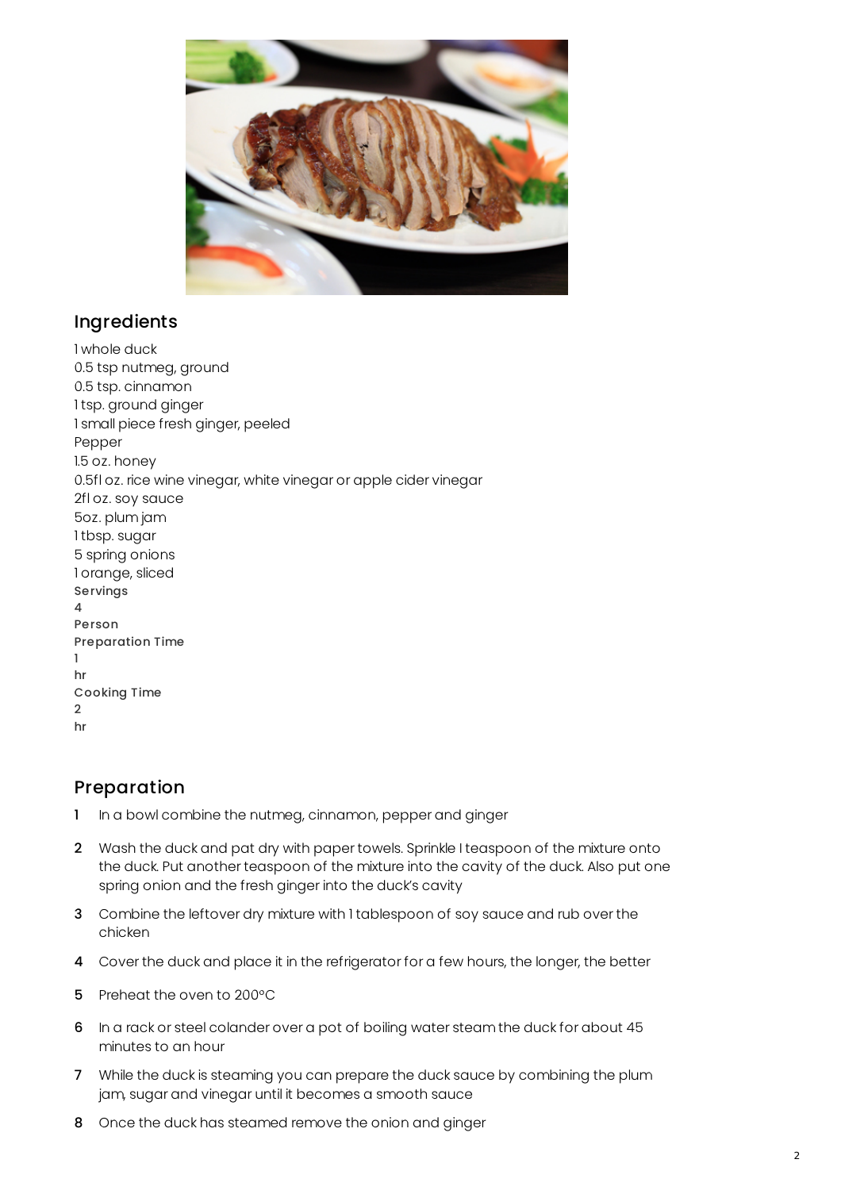## Ingredients

1 whole duck
0.5 tsp nutmeg, ground
0.5 tsp. cinnamon
1 tsp. ground ginger
1 small piece fresh ginger, peeled
Pepper
1.5 oz. honey
0.5fl oz. rice wine vinegar, white vinegar or apple cider vinegar
2fl oz. soy sauce
5oz. plum jam
1 tbsp. sugar
5 spring onions
1 orange, sliced

**Servings**
**4**
**Person**
**Preparation Time**
**1**
**hr**
**Cooking Time**
**2**
**hr**

## Preparation

1. In a bowl combine the nutmeg, cinnamon, pepper and ginger
2. Wash the duck and pat dry with paper towels. Sprinkle 1 teaspoon of the mixture onto the duck. Put another teaspoon of the mixture into the cavity of the duck. Also put one spring onion and the fresh ginger into the duck's cavity
3. Combine the leftover dry mixture with 1 tablespoon of soy sauce and rub over the chicken
4. Cover the duck and place it in the refrigerator for a few hours, the longer, the better
5. Preheat the oven to 200°C
6. In a rack or steel colander over a pot of boiling water steam the duck for about 45 minutes to an hour
7. While the duck is steaming you can prepare the duck sauce by combining the plum jam, sugar and vinegar until it becomes a smooth sauce
8. Once the duck has steamed remove the onion and ginger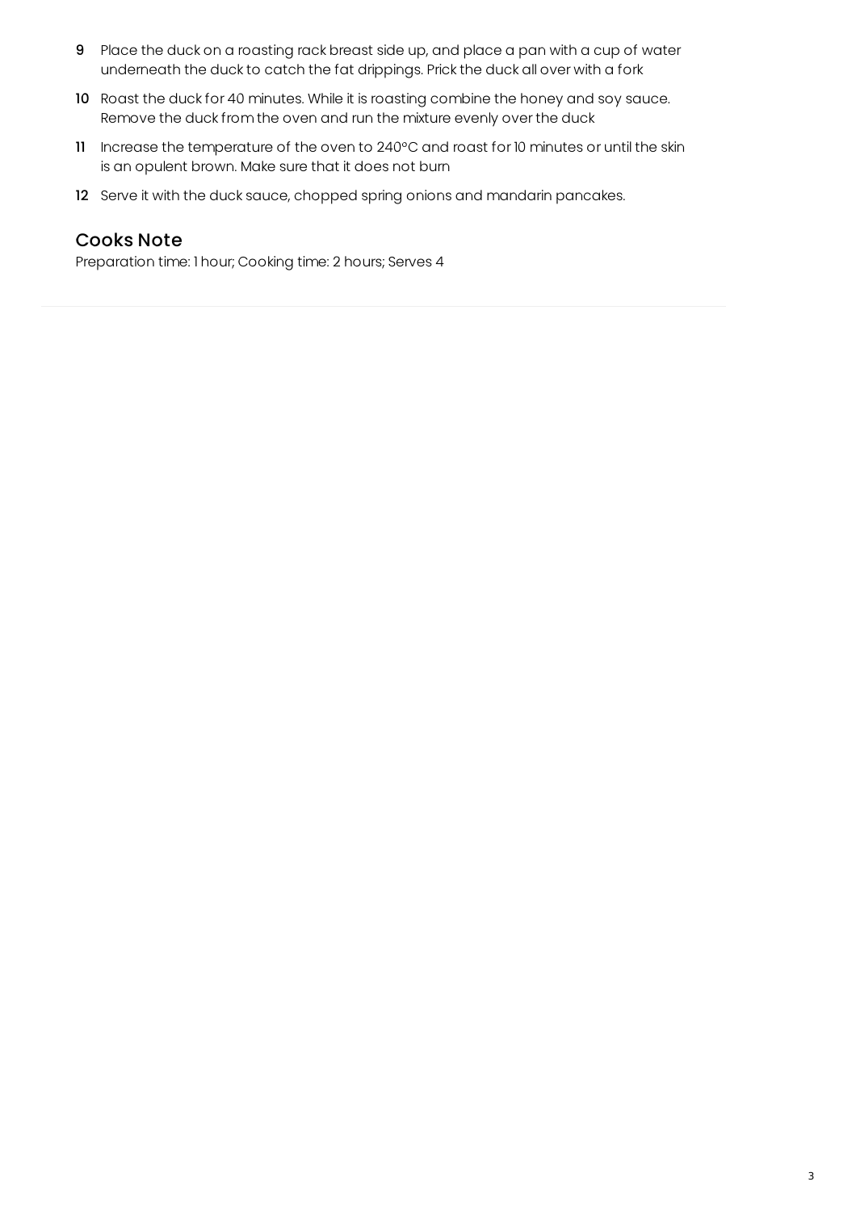9. Place the duck on a roasting rack breast side up, and place a pan with a cup of water underneath the duck to catch the fat drippings. Prick the duck all over with a fork
10. Roast the duck for 40 minutes. While it is roasting combine the honey and soy sauce. Remove the duck from the oven and run the mixture evenly over the duck
11. Increase the temperature of the oven to 240°C and roast for 10 minutes or until the skin is an opulent brown. Make sure that it does not burn
12. Serve it with the duck sauce, chopped spring onions and mandarin pancakes.

## Cooks Note

Preparation time: 1 hour; Cooking time: 2 hours; Serves 4